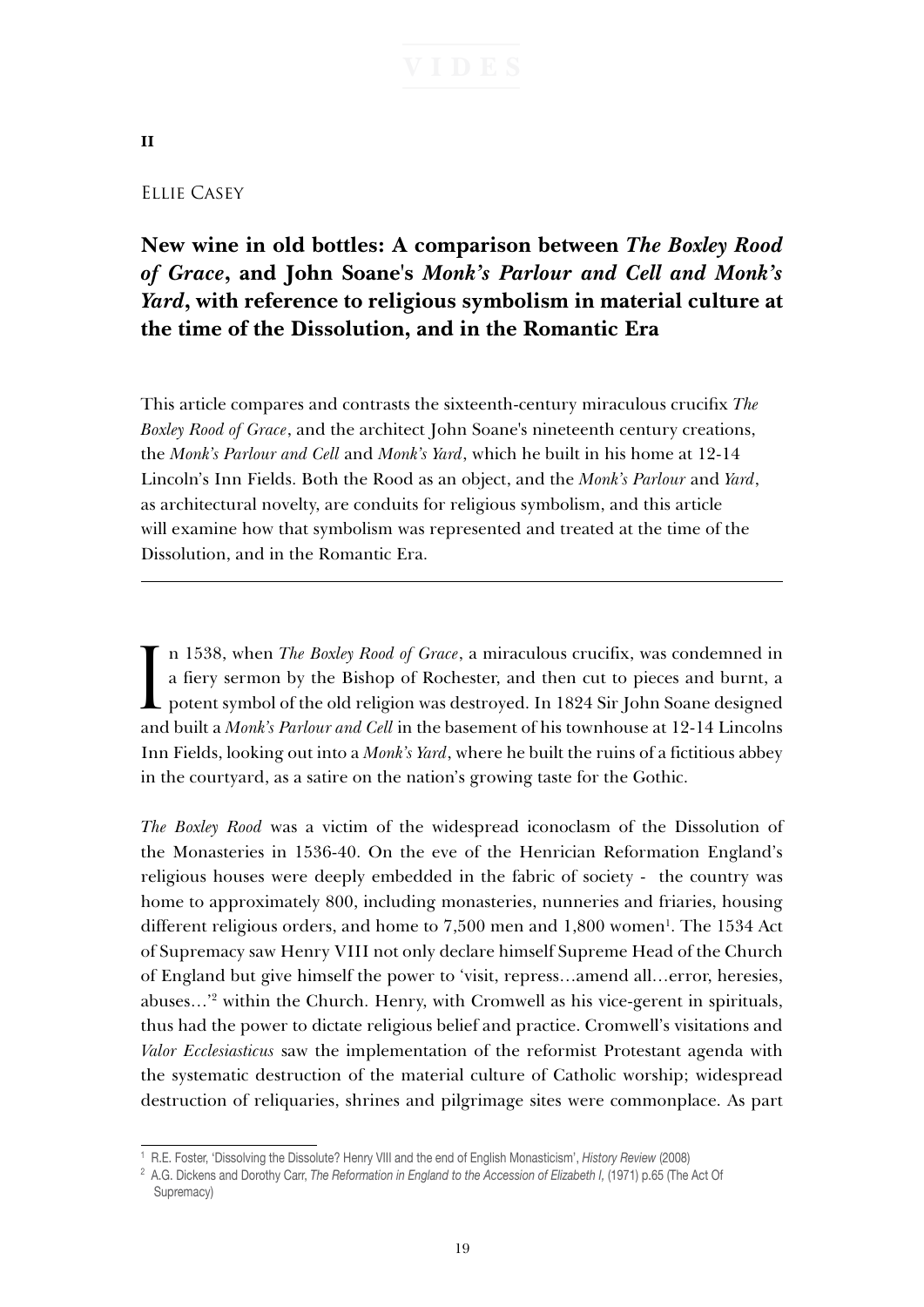**II**

Ellie Casey

## New wine in old bottles: A comparison between *The Boxley Rood of Grace*, and John Soane's *Monk's Parlour and Cell and Monk's Yard*, with reference to religious symbolism in material culture at the time of the Dissolution, and in the Romantic Era

This article compares and contrasts the sixteenth-century miraculous crucifix *The Boxley Rood of Grace*, and the architect John Soane's nineteenth century creations, the *Monk's Parlour and Cell* and *Monk's Yard*, which he built in his home at 12-14 Lincoln's Inn Fields. Both the Rood as an object, and the *Monk's Parlour* and *Yard*, as architectural novelty, are conduits for religious symbolism, and this article will examine how that symbolism was represented and treated at the time of the Dissolution, and in the Romantic Era.

---

In 1538, when *The Boxley Rood of Grace*, a miraculous crucifix, was condemned in a fiery sermon by the Bishop of Rochester, and then cut to pieces and burnt, a potent symbol of the old religion was destroyed. In 1824 Sir John Soane designed and built a *Monk's Parlour and Cell* in the basement of his townhouse at 12-14 Lincolns Inn Fields, looking out into a *Monk's Yard*, where he built the ruins of a fictitious abbey in the courtyard, as a satire on the nation's growing taste for the Gothic.

*The Boxley Rood* was a victim of the widespread iconoclasm of the Dissolution of the Monasteries in 1536-40. On the eve of the Henrician Reformation England's religious houses were deeply embedded in the fabric of society - the country was home to approximately 800, including monasteries, nunneries and friaries, housing different religious orders, and home to 7,500 men and 1,800 women[1]. The 1534 Act of Supremacy saw Henry VIII not only declare himself Supreme Head of the Church of England but give himself the power to 'visit, repress…amend all…error, heresies, abuses…'[2] within the Church. Henry, with Cromwell as his vice-gerent in spirituals, thus had the power to dictate religious belief and practice. Cromwell's visitations and *Valor Ecclesiasticus* saw the implementation of the reformist Protestant agenda with the systematic destruction of the material culture of Catholic worship; widespread destruction of reliquaries, shrines and pilgrimage sites were commonplace. As part

[1] R.E. Foster, 'Dissolving the Dissolute? Henry VIII and the end of English Monasticism', *History Review* (2008)

[2] A.G. Dickens and Dorothy Carr, *The Reformation in England to the Accession of Elizabeth I,* (1971) p.65 (The Act Of Supremacy)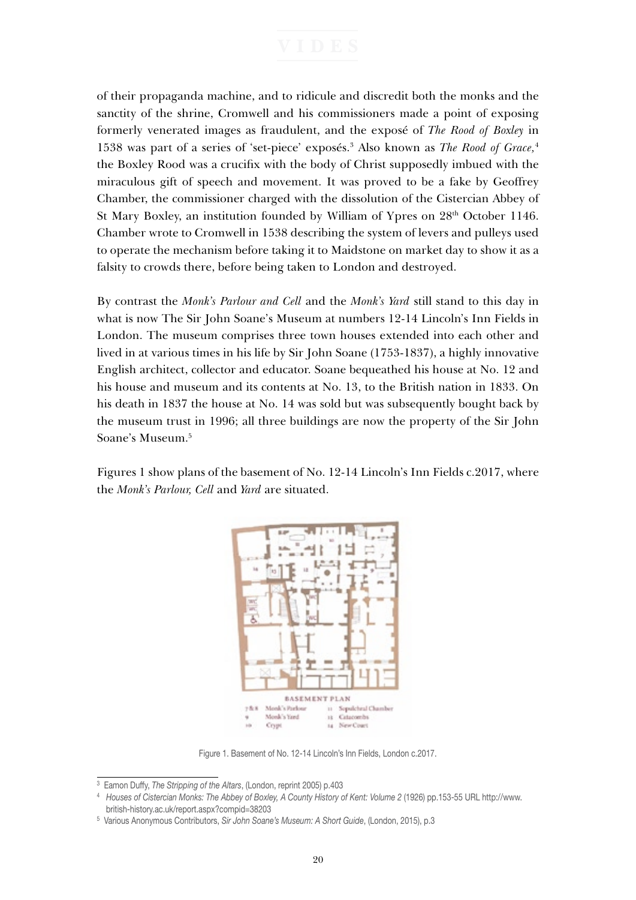of their propaganda machine, and to ridicule and discredit both the monks and the sanctity of the shrine, Cromwell and his commissioners made a point of exposing formerly venerated images as fraudulent, and the exposé of *The Rood of Boxley* in 1538 was part of a series of 'set-piece' exposés.[3] Also known as *The Rood of Grace,*[4] the Boxley Rood was a crucifix with the body of Christ supposedly imbued with the miraculous gift of speech and movement. It was proved to be a fake by Geoffrey Chamber, the commissioner charged with the dissolution of the Cistercian Abbey of St Mary Boxley, an institution founded by William of Ypres on 28th October 1146. Chamber wrote to Cromwell in 1538 describing the system of levers and pulleys used to operate the mechanism before taking it to Maidstone on market day to show it as a falsity to crowds there, before being taken to London and destroyed.

By contrast the *Monk's Parlour and Cell* and the *Monk's Yard* still stand to this day in what is now The Sir John Soane's Museum at numbers 12-14 Lincoln's Inn Fields in London. The museum comprises three town houses extended into each other and lived in at various times in his life by Sir John Soane (1753-1837), a highly innovative English architect, collector and educator. Soane bequeathed his house at No. 12 and his house and museum and its contents at No. 13, to the British nation in 1833. On his death in 1837 the house at No. 14 was sold but was subsequently bought back by the museum trust in 1996; all three buildings are now the property of the Sir John Soane's Museum.[5]

Figures 1 show plans of the basement of No. 12-14 Lincoln's Inn Fields c.2017, where the *Monk's Parlour, Cell* and *Yard* are situated.

BASEMENT PLAN

| | | | |
|---|---|---|---|
| 7 & 8 | Monk's Parlour | 11 | Sepulchral Chamber |
| 9 | Monk's Yard | 13 | Catacombs |
| 10 | Crypt | 14 | New Court |

Figure 1. Basement of No. 12-14 Lincoln's Inn Fields, London c.2017.

---

[3] Eamon Duffy, *The Stripping of the Altars*, (London, reprint 2005) p.403

[4] *Houses of Cistercian Monks: The Abbey of Boxley, A County History of Kent: Volume 2* (1926) pp.153-55 URL http://www.british-history.ac.uk/report.aspx?compid=38203

[5] Various Anonymous Contributors, *Sir John Soane's Museum: A Short Guide*, (London, 2015), p.3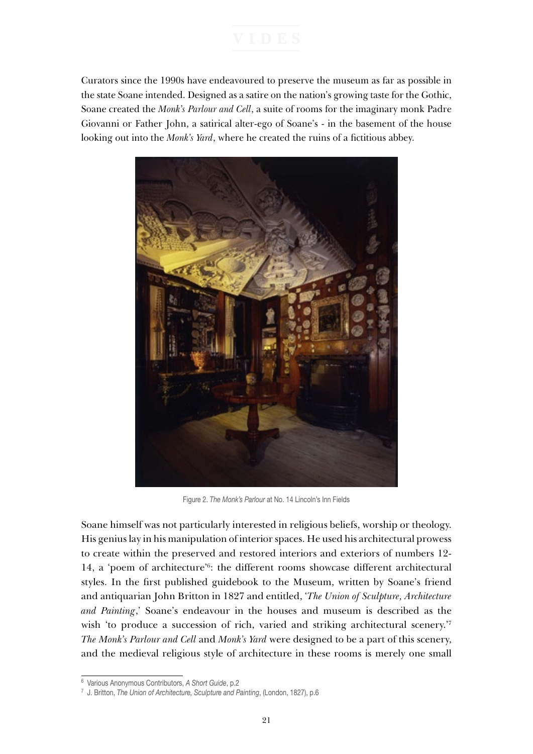Curators since the 1990s have endeavoured to preserve the museum as far as possible in the state Soane intended. Designed as a satire on the nation's growing taste for the Gothic, Soane created the *Monk's Parlour and Cell*, a suite of rooms for the imaginary monk Padre Giovanni or Father John, a satirical alter-ego of Soane's - in the basement of the house looking out into the *Monk's Yard*, where he created the ruins of a fictitious abbey.

Figure 2. *The Monk's Parlour* at No. 14 Lincoln's Inn Fields

Soane himself was not particularly interested in religious beliefs, worship or theology. His genius lay in his manipulation of interior spaces. He used his architectural prowess to create within the preserved and restored interiors and exteriors of numbers 12-14, a 'poem of architecture'[6]: the different rooms showcase different architectural styles. In the first published guidebook to the Museum, written by Soane's friend and antiquarian John Britton in 1827 and entitled, '*The Union of Sculpture, Architecture and Painting*,' Soane's endeavour in the houses and museum is described as the wish 'to produce a succession of rich, varied and striking architectural scenery.'[7] *The Monk's Parlour and Cell* and *Monk's Yard* were designed to be a part of this scenery, and the medieval religious style of architecture in these rooms is merely one small

[6] Various Anonymous Contributors, *A Short Guide*, p.2

[7] J. Britton, *The Union of Architecture, Sculpture and Painting*, (London, 1827), p.6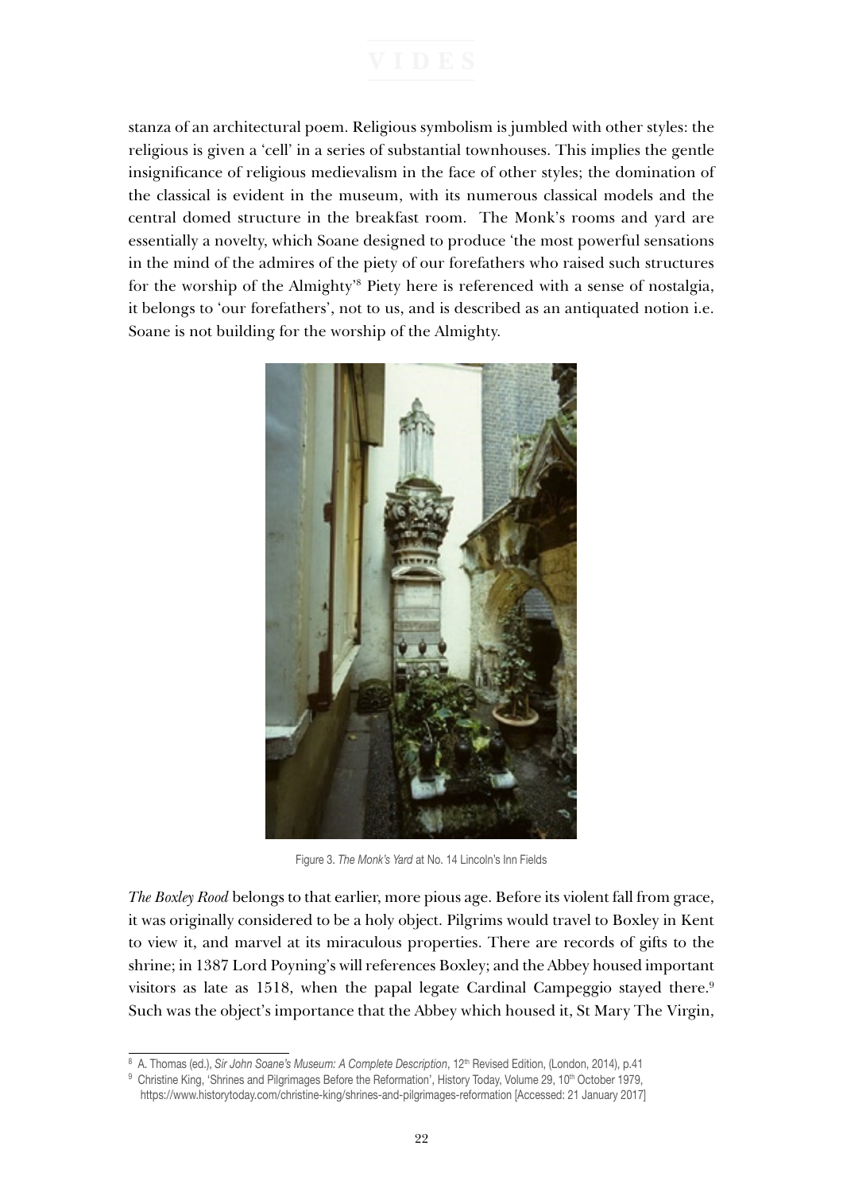stanza of an architectural poem. Religious symbolism is jumbled with other styles: the religious is given a 'cell' in a series of substantial townhouses. This implies the gentle insignificance of religious medievalism in the face of other styles; the domination of the classical is evident in the museum, with its numerous classical models and the central domed structure in the breakfast room. The Monk's rooms and yard are essentially a novelty, which Soane designed to produce 'the most powerful sensations in the mind of the admires of the piety of our forefathers who raised such structures for the worship of the Almighty'[8] Piety here is referenced with a sense of nostalgia, it belongs to 'our forefathers', not to us, and is described as an antiquated notion i.e. Soane is not building for the worship of the Almighty.

Figure 3. *The Monk's Yard* at No. 14 Lincoln's Inn Fields

*The Boxley Rood* belongs to that earlier, more pious age. Before its violent fall from grace, it was originally considered to be a holy object. Pilgrims would travel to Boxley in Kent to view it, and marvel at its miraculous properties. There are records of gifts to the shrine; in 1387 Lord Poyning's will references Boxley; and the Abbey housed important visitors as late as 1518, when the papal legate Cardinal Campeggio stayed there.[9] Such was the object's importance that the Abbey which housed it, St Mary The Virgin,

---

[8] A. Thomas (ed.), *Sir John Soane's Museum: A Complete Description*, 12th Revised Edition, (London, 2014), p.41

[9] Christine King, 'Shrines and Pilgrimages Before the Reformation', History Today, Volume 29, 10th October 1979, https://www.historytoday.com/christine-king/shrines-and-pilgrimages-reformation [Accessed: 21 January 2017]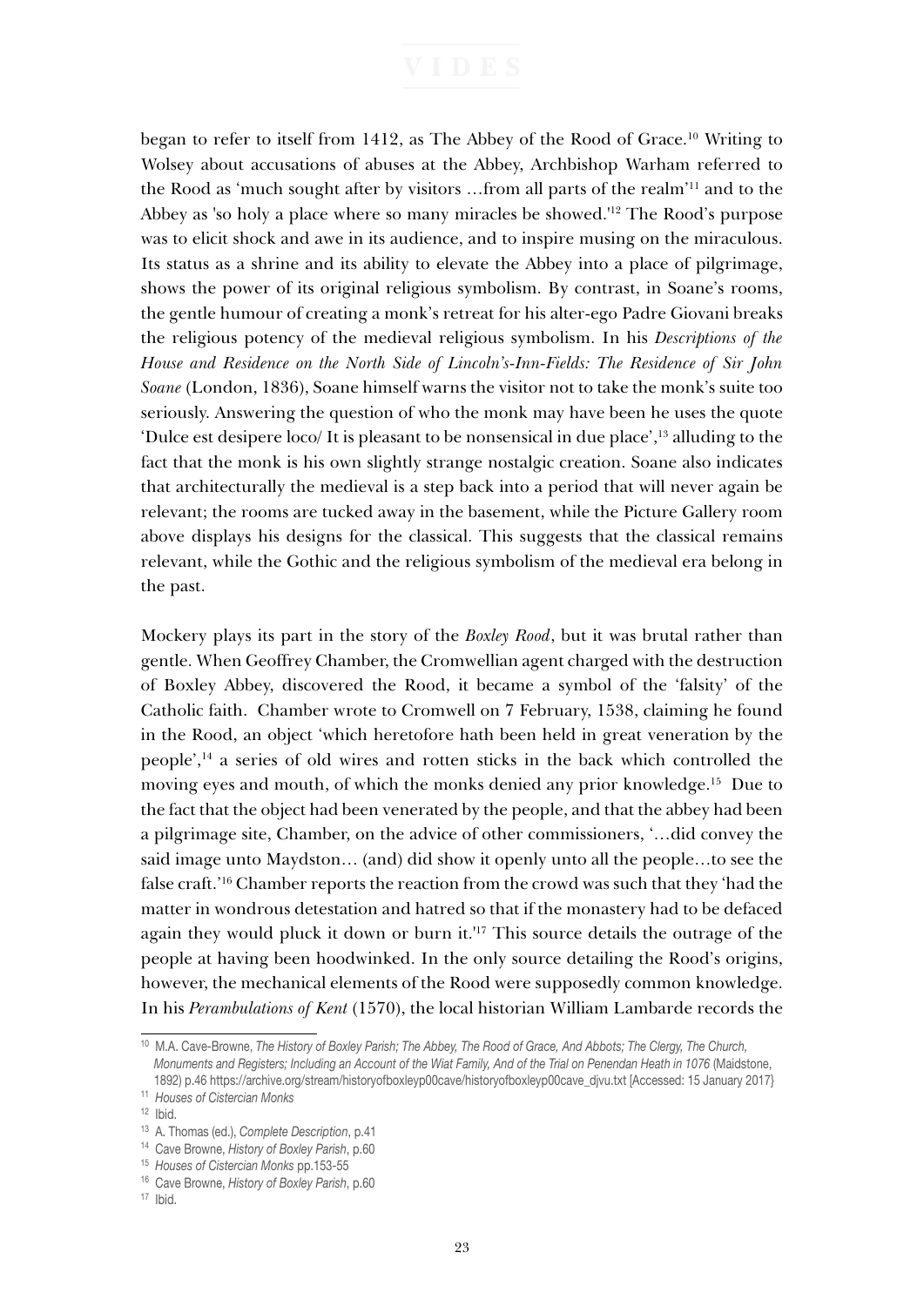began to refer to itself from 1412, as The Abbey of the Rood of Grace.[10] Writing to Wolsey about accusations of abuses at the Abbey, Archbishop Warham referred to the Rood as 'much sought after by visitors …from all parts of the realm'[11] and to the Abbey as 'so holy a place where so many miracles be showed.'[12] The Rood's purpose was to elicit shock and awe in its audience, and to inspire musing on the miraculous. Its status as a shrine and its ability to elevate the Abbey into a place of pilgrimage, shows the power of its original religious symbolism. By contrast, in Soane's rooms, the gentle humour of creating a monk's retreat for his alter-ego Padre Giovani breaks the religious potency of the medieval religious symbolism. In his *Descriptions of the House and Residence on the North Side of Lincoln's-Inn-Fields: The Residence of Sir John Soane* (London, 1836), Soane himself warns the visitor not to take the monk's suite too seriously. Answering the question of who the monk may have been he uses the quote 'Dulce est desipere loco/ It is pleasant to be nonsensical in due place',[13] alluding to the fact that the monk is his own slightly strange nostalgic creation. Soane also indicates that architecturally the medieval is a step back into a period that will never again be relevant; the rooms are tucked away in the basement, while the Picture Gallery room above displays his designs for the classical. This suggests that the classical remains relevant, while the Gothic and the religious symbolism of the medieval era belong in the past.

Mockery plays its part in the story of the *Boxley Rood*, but it was brutal rather than gentle. When Geoffrey Chamber, the Cromwellian agent charged with the destruction of Boxley Abbey, discovered the Rood, it became a symbol of the 'falsity' of the Catholic faith. Chamber wrote to Cromwell on 7 February, 1538, claiming he found in the Rood, an object 'which heretofore hath been held in great veneration by the people',[14] a series of old wires and rotten sticks in the back which controlled the moving eyes and mouth, of which the monks denied any prior knowledge.[15] Due to the fact that the object had been venerated by the people, and that the abbey had been a pilgrimage site, Chamber, on the advice of other commissioners, '…did convey the said image unto Maydston… (and) did show it openly unto all the people…to see the false craft.'[16] Chamber reports the reaction from the crowd was such that they 'had the matter in wondrous detestation and hatred so that if the monastery had to be defaced again they would pluck it down or burn it.'[17] This source details the outrage of the people at having been hoodwinked. In the only source detailing the Rood's origins, however, the mechanical elements of the Rood were supposedly common knowledge. In his *Perambulations of Kent* (1570), the local historian William Lambarde records the

---

[10] M.A. Cave-Browne, *The History of Boxley Parish; The Abbey, The Rood of Grace, And Abbots; The Clergy, The Church, Monuments and Registers; Including an Account of the Wiat Family, And of the Trial on Penendan Heath in 1076* (Maidstone, 1892) p.46 https://archive.org/stream/historyofboxleyp00cave/historyofboxleyp00cave_djvu.txt [Accessed: 15 January 2017}

[11] *Houses of Cistercian Monks*

[12] Ibid.

[13] A. Thomas (ed.), *Complete Description*, p.41

[14] Cave Browne, *History of Boxley Parish*, p.60

[15] *Houses of Cistercian Monks* pp.153-55

[16] Cave Browne, *History of Boxley Parish*, p.60

[17] Ibid.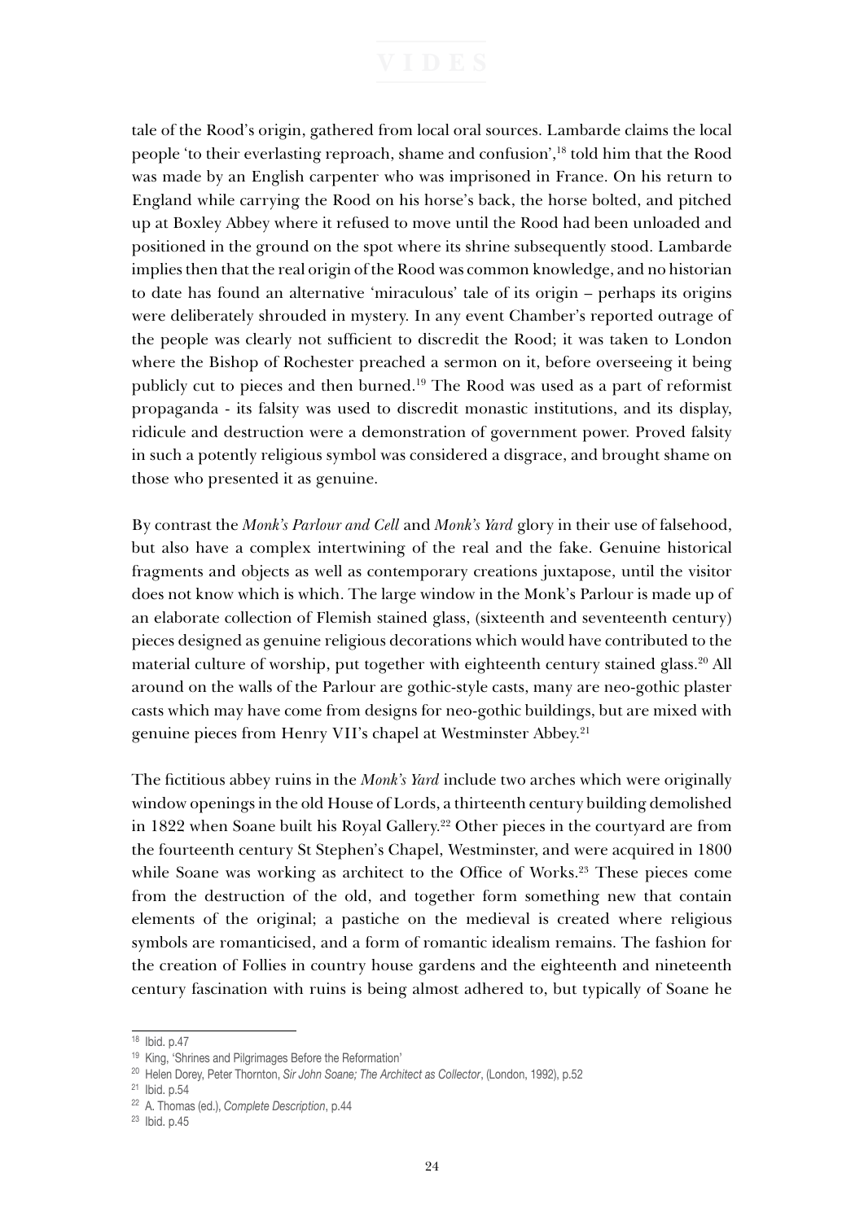tale of the Rood's origin, gathered from local oral sources. Lambarde claims the local people 'to their everlasting reproach, shame and confusion',[18] told him that the Rood was made by an English carpenter who was imprisoned in France. On his return to England while carrying the Rood on his horse's back, the horse bolted, and pitched up at Boxley Abbey where it refused to move until the Rood had been unloaded and positioned in the ground on the spot where its shrine subsequently stood. Lambarde implies then that the real origin of the Rood was common knowledge, and no historian to date has found an alternative 'miraculous' tale of its origin – perhaps its origins were deliberately shrouded in mystery. In any event Chamber's reported outrage of the people was clearly not sufficient to discredit the Rood; it was taken to London where the Bishop of Rochester preached a sermon on it, before overseeing it being publicly cut to pieces and then burned.[19] The Rood was used as a part of reformist propaganda - its falsity was used to discredit monastic institutions, and its display, ridicule and destruction were a demonstration of government power. Proved falsity in such a potently religious symbol was considered a disgrace, and brought shame on those who presented it as genuine.

By contrast the *Monk's Parlour and Cell* and *Monk's Yard* glory in their use of falsehood, but also have a complex intertwining of the real and the fake. Genuine historical fragments and objects as well as contemporary creations juxtapose, until the visitor does not know which is which. The large window in the Monk's Parlour is made up of an elaborate collection of Flemish stained glass, (sixteenth and seventeenth century) pieces designed as genuine religious decorations which would have contributed to the material culture of worship, put together with eighteenth century stained glass.[20] All around on the walls of the Parlour are gothic-style casts, many are neo-gothic plaster casts which may have come from designs for neo-gothic buildings, but are mixed with genuine pieces from Henry VII's chapel at Westminster Abbey.[21]

The fictitious abbey ruins in the *Monk's Yard* include two arches which were originally window openings in the old House of Lords, a thirteenth century building demolished in 1822 when Soane built his Royal Gallery.[22] Other pieces in the courtyard are from the fourteenth century St Stephen's Chapel, Westminster, and were acquired in 1800 while Soane was working as architect to the Office of Works.[23] These pieces come from the destruction of the old, and together form something new that contain elements of the original; a pastiche on the medieval is created where religious symbols are romanticised, and a form of romantic idealism remains. The fashion for the creation of Follies in country house gardens and the eighteenth and nineteenth century fascination with ruins is being almost adhered to, but typically of Soane he

---

[18] Ibid. p.47

[19] King, 'Shrines and Pilgrimages Before the Reformation'

[20] Helen Dorey, Peter Thornton, *Sir John Soane; The Architect as Collector*, (London, 1992), p.52

[21] Ibid. p.54

[22] A. Thomas (ed.), *Complete Description*, p.44

[23] Ibid. p.45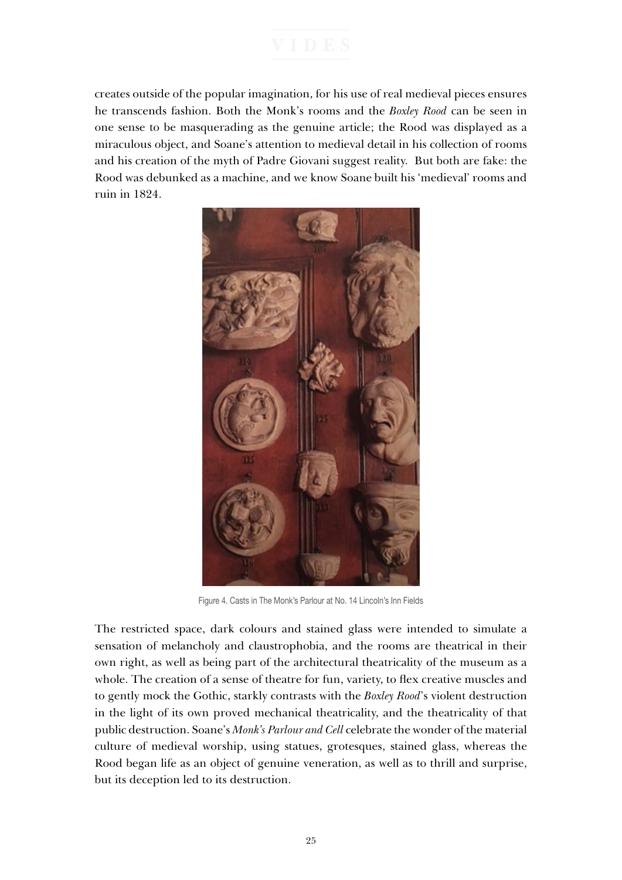creates outside of the popular imagination, for his use of real medieval pieces ensures he transcends fashion. Both the Monk's rooms and the *Boxley Rood* can be seen in one sense to be masquerading as the genuine article; the Rood was displayed as a miraculous object, and Soane's attention to medieval detail in his collection of rooms and his creation of the myth of Padre Giovani suggest reality. But both are fake: the Rood was debunked as a machine, and we know Soane built his 'medieval' rooms and ruin in 1824.

Figure 4. Casts in The Monk's Parlour at No. 14 Lincoln's Inn Fields

The restricted space, dark colours and stained glass were intended to simulate a sensation of melancholy and claustrophobia, and the rooms are theatrical in their own right, as well as being part of the architectural theatricality of the museum as a whole. The creation of a sense of theatre for fun, variety, to flex creative muscles and to gently mock the Gothic, starkly contrasts with the *Boxley Rood*'s violent destruction in the light of its own proved mechanical theatricality, and the theatricality of that public destruction. Soane's *Monk's Parlour and Cell* celebrate the wonder of the material culture of medieval worship, using statues, grotesques, stained glass, whereas the Rood began life as an object of genuine veneration, as well as to thrill and surprise, but its deception led to its destruction.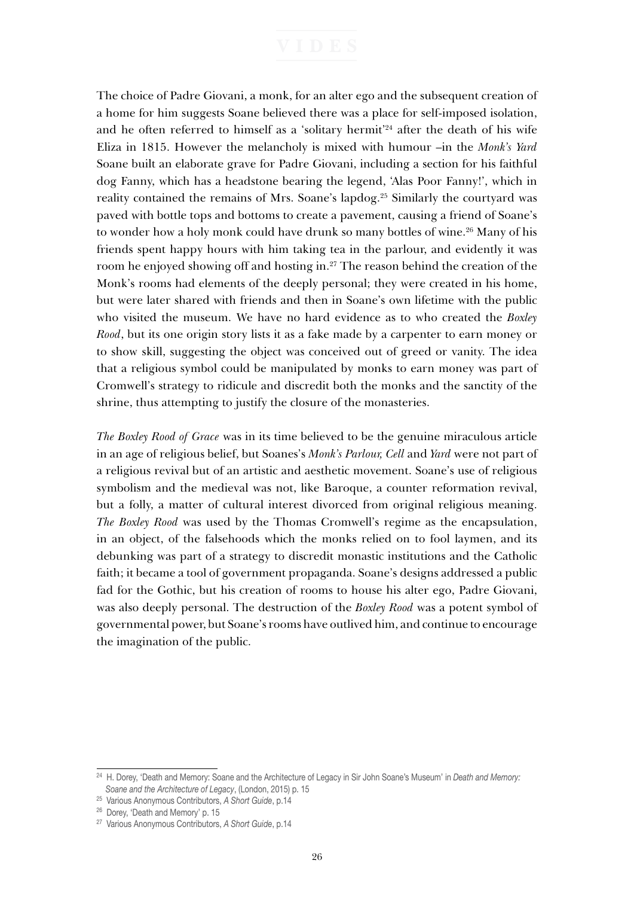The choice of Padre Giovani, a monk, for an alter ego and the subsequent creation of a home for him suggests Soane believed there was a place for self-imposed isolation, and he often referred to himself as a 'solitary hermit'[24] after the death of his wife Eliza in 1815. However the melancholy is mixed with humour –in the *Monk's Yard* Soane built an elaborate grave for Padre Giovani, including a section for his faithful dog Fanny, which has a headstone bearing the legend, 'Alas Poor Fanny!', which in reality contained the remains of Mrs. Soane's lapdog.[25] Similarly the courtyard was paved with bottle tops and bottoms to create a pavement, causing a friend of Soane's to wonder how a holy monk could have drunk so many bottles of wine.[26] Many of his friends spent happy hours with him taking tea in the parlour, and evidently it was room he enjoyed showing off and hosting in.[27] The reason behind the creation of the Monk's rooms had elements of the deeply personal; they were created in his home, but were later shared with friends and then in Soane's own lifetime with the public who visited the museum. We have no hard evidence as to who created the *Boxley Rood*, but its one origin story lists it as a fake made by a carpenter to earn money or to show skill, suggesting the object was conceived out of greed or vanity. The idea that a religious symbol could be manipulated by monks to earn money was part of Cromwell's strategy to ridicule and discredit both the monks and the sanctity of the shrine, thus attempting to justify the closure of the monasteries.

*The Boxley Rood of Grace* was in its time believed to be the genuine miraculous article in an age of religious belief, but Soanes's *Monk's Parlour, Cell* and *Yard* were not part of a religious revival but of an artistic and aesthetic movement. Soane's use of religious symbolism and the medieval was not, like Baroque, a counter reformation revival, but a folly, a matter of cultural interest divorced from original religious meaning. *The Boxley Rood* was used by the Thomas Cromwell's regime as the encapsulation, in an object, of the falsehoods which the monks relied on to fool laymen, and its debunking was part of a strategy to discredit monastic institutions and the Catholic faith; it became a tool of government propaganda. Soane's designs addressed a public fad for the Gothic, but his creation of rooms to house his alter ego, Padre Giovani, was also deeply personal. The destruction of the *Boxley Rood* was a potent symbol of governmental power, but Soane's rooms have outlived him, and continue to encourage the imagination of the public.

---

[24] H. Dorey, 'Death and Memory: Soane and the Architecture of Legacy in Sir John Soane's Museum' in *Death and Memory: Soane and the Architecture of Legacy*, (London, 2015) p. 15

[25] Various Anonymous Contributors, *A Short Guide*, p.14

[26] Dorey, 'Death and Memory' p. 15

[27] Various Anonymous Contributors, *A Short Guide*, p.14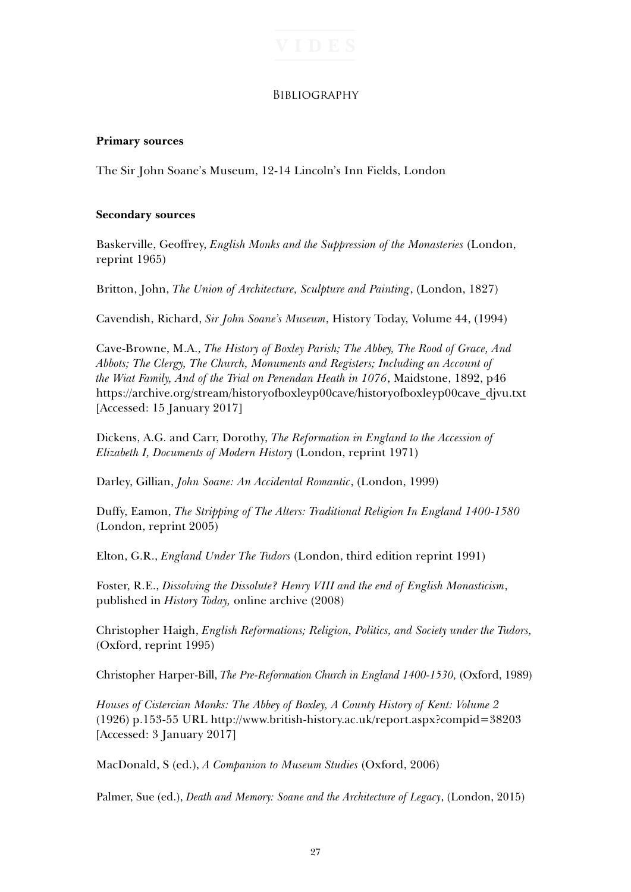## Bibliography

**Primary sources**

The Sir John Soane's Museum, 12-14 Lincoln's Inn Fields, London

**Secondary sources**

Baskerville, Geoffrey, *English Monks and the Suppression of the Monasteries* (London, reprint 1965)

Britton, John, *The Union of Architecture, Sculpture and Painting*, (London, 1827)

Cavendish, Richard, *Sir John Soane's Museum*, History Today, Volume 44, (1994)

Cave-Browne, M.A., *The History of Boxley Parish; The Abbey, The Rood of Grace, And Abbots; The Clergy, The Church, Monuments and Registers; Including an Account of the Wiat Family, And of the Trial on Penendan Heath in 1076*, Maidstone, 1892, p46 https://archive.org/stream/historyofboxleyp00cave/historyofboxleyp00cave_djvu.txt [Accessed: 15 January 2017]

Dickens, A.G. and Carr, Dorothy, *The Reformation in England to the Accession of Elizabeth I, Documents of Modern History* (London, reprint 1971)

Darley, Gillian, *John Soane: An Accidental Romantic*, (London, 1999)

Duffy, Eamon, *The Stripping of The Alters: Traditional Religion In England 1400-1580* (London, reprint 2005)

Elton, G.R., *England Under The Tudors* (London, third edition reprint 1991)

Foster, R.E., *Dissolving the Dissolute? Henry VIII and the end of English Monasticism*, published in *History Today,* online archive (2008)

Christopher Haigh, *English Reformations; Religion, Politics, and Society under the Tudors,* (Oxford, reprint 1995)

Christopher Harper-Bill, *The Pre-Reformation Church in England 1400-1530,* (Oxford, 1989)

*Houses of Cistercian Monks: The Abbey of Boxley, A County History of Kent: Volume 2* (1926) p.153-55 URL http://www.british-history.ac.uk/report.aspx?compid=38203 [Accessed: 3 January 2017]

MacDonald, S (ed.), *A Companion to Museum Studies* (Oxford, 2006)

Palmer, Sue (ed.), *Death and Memory: Soane and the Architecture of Legacy*, (London, 2015)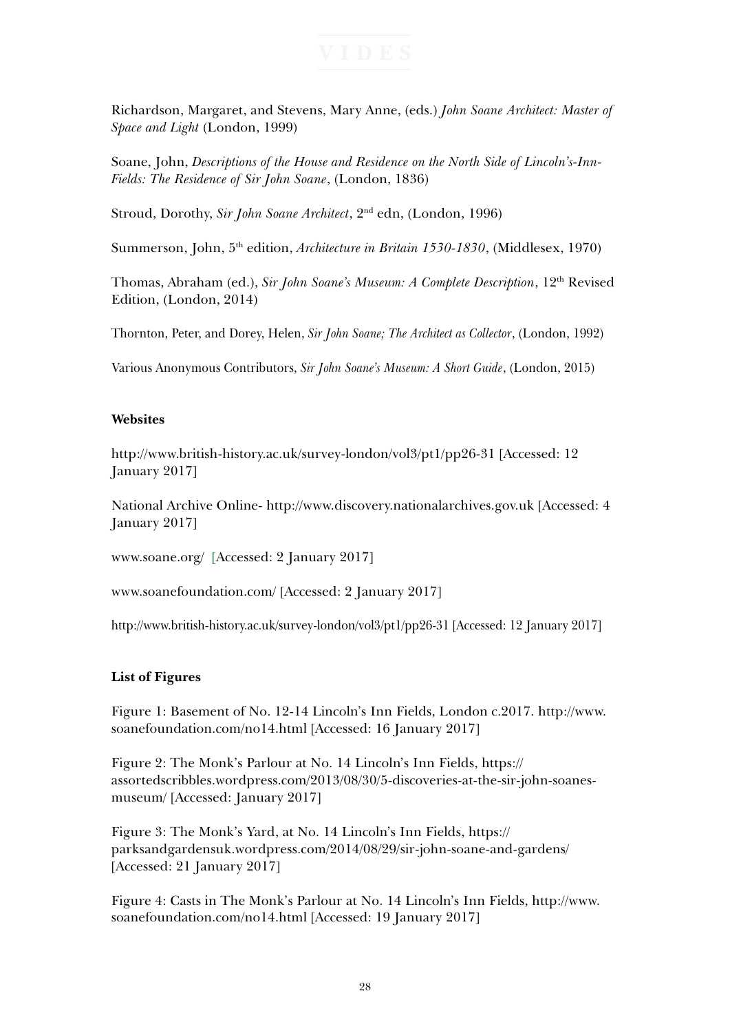Richardson, Margaret, and Stevens, Mary Anne, (eds.) *John Soane Architect: Master of Space and Light* (London, 1999)

Soane, John, *Descriptions of the House and Residence on the North Side of Lincoln's-Inn-Fields: The Residence of Sir John Soane*, (London, 1836)

Stroud, Dorothy, *Sir John Soane Architect*, 2nd edn, (London, 1996)

Summerson, John, 5th edition, *Architecture in Britain 1530-1830*, (Middlesex, 1970)

Thomas, Abraham (ed.), *Sir John Soane's Museum: A Complete Description*, 12th Revised Edition, (London, 2014)

Thornton, Peter, and Dorey, Helen, *Sir John Soane; The Architect as Collector*, (London, 1992)

Various Anonymous Contributors, *Sir John Soane's Museum: A Short Guide*, (London, 2015)

**Websites**

http://www.british-history.ac.uk/survey-london/vol3/pt1/pp26-31 [Accessed: 12 January 2017]

National Archive Online- http://www.discovery.nationalarchives.gov.uk [Accessed: 4 January 2017]

www.soane.org/ [Accessed: 2 January 2017]

www.soanefoundation.com/ [Accessed: 2 January 2017]

http://www.british-history.ac.uk/survey-london/vol3/pt1/pp26-31 [Accessed: 12 January 2017]

**List of Figures**

Figure 1: Basement of No. 12-14 Lincoln's Inn Fields, London c.2017. http://www.soanefoundation.com/no14.html [Accessed: 16 January 2017]

Figure 2: The Monk's Parlour at No. 14 Lincoln's Inn Fields, https://assortedscribbles.wordpress.com/2013/08/30/5-discoveries-at-the-sir-john-soanes-museum/ [Accessed: January 2017]

Figure 3: The Monk's Yard, at No. 14 Lincoln's Inn Fields, https://parksandgardensuk.wordpress.com/2014/08/29/sir-john-soane-and-gardens/ [Accessed: 21 January 2017]

Figure 4: Casts in The Monk's Parlour at No. 14 Lincoln's Inn Fields, http://www.soanefoundation.com/no14.html [Accessed: 19 January 2017]